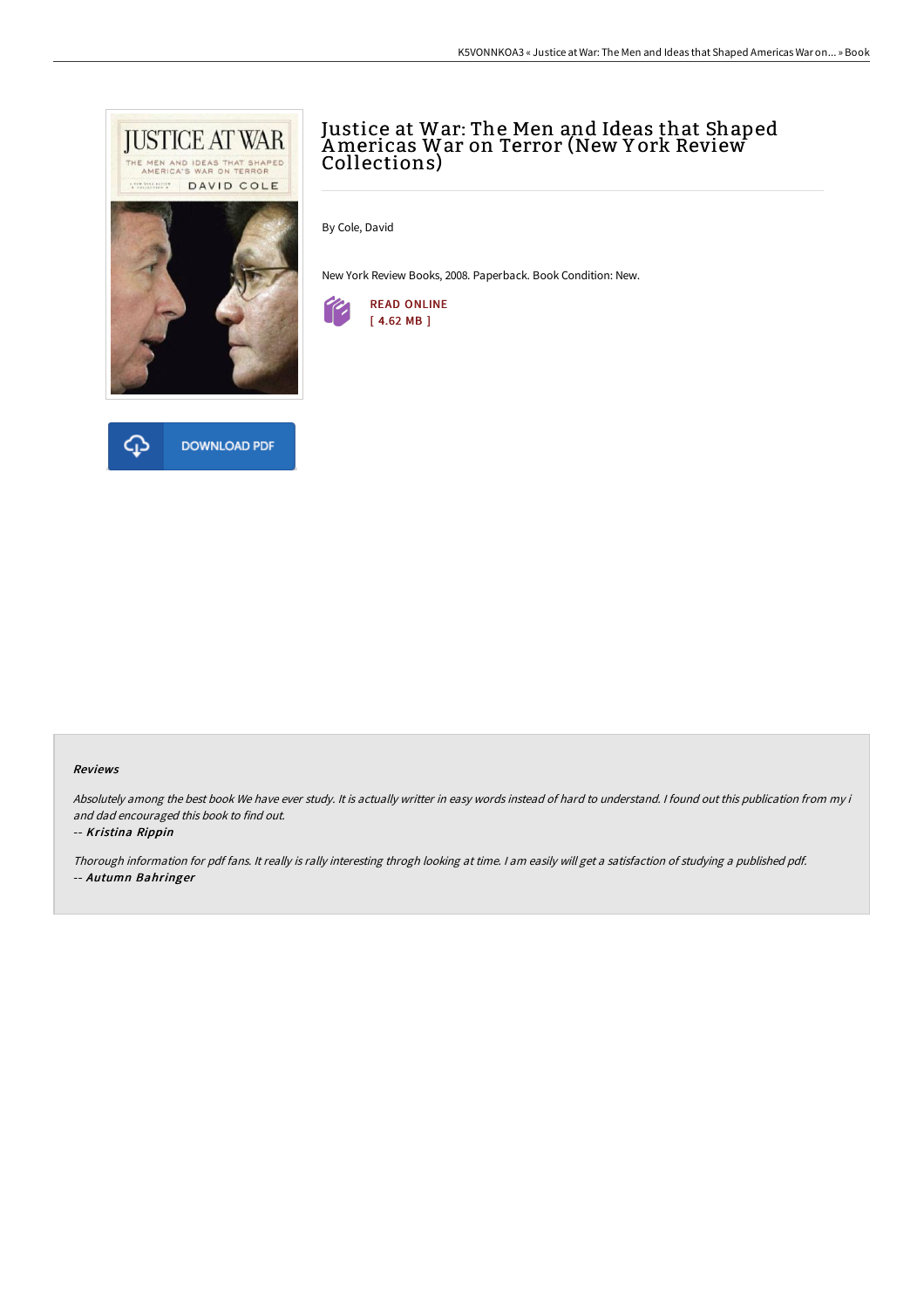# Justice at War: The Men and Ideas that Shaped Americas War on Terror (New York Review Collections)

By Cole, David

New York Review Books, 2008. Paperback. Book Condition: New.

READ ONLINE
[ 4.62 MB ]

DOWNLOAD PDF

#### Reviews

*Absolutely among the best book We have ever study. It is actually writter in easy words instead of hard to understand. I found out this publication from my i and dad encouraged this book to find out.*

-- ***Kristina Rippin***

*Thorough information for pdf fans. It really is rally interesting throgh looking at time. I am easily will get a satisfaction of studying a published pdf.*

-- ***Autumn Bahringer***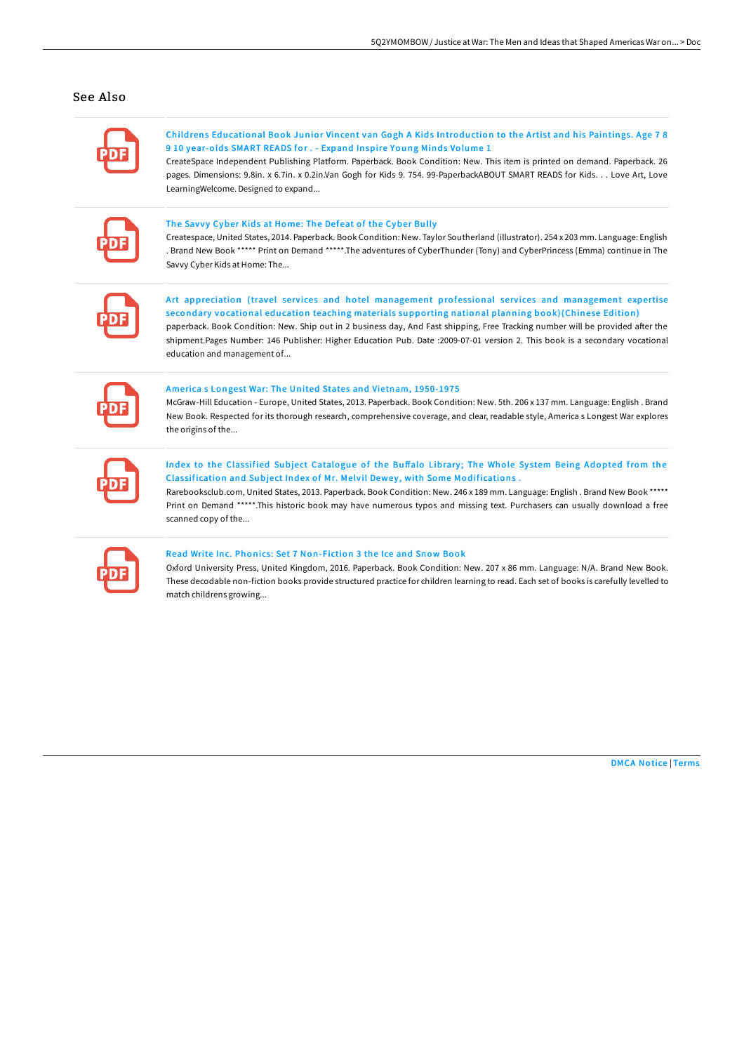## See Also

**Childrens Educational Book Junior Vincent van Gogh A Kids Introduction to the Artist and his Paintings. Age 7 8 9 10 year-olds SMART READS for . - Expand Inspire Young Minds Volume 1**

CreateSpace Independent Publishing Platform. Paperback. Book Condition: New. This item is printed on demand. Paperback. 26 pages. Dimensions: 9.8in. x 6.7in. x 0.2in.Van Gogh for Kids 9. 754. 99-PaperbackABOUT SMART READS for Kids. . . Love Art, Love LearningWelcome. Designed to expand...

**The Savvy Cyber Kids at Home: The Defeat of the Cyber Bully**

Createspace, United States, 2014. Paperback. Book Condition: New. Taylor Southerland (illustrator). 254 x 203 mm. Language: English . Brand New Book ***** Print on Demand *****.The adventures of CyberThunder (Tony) and CyberPrincess (Emma) continue in The Savvy Cyber Kids at Home: The...

**Art appreciation (travel services and hotel management professional services and management expertise secondary vocational education teaching materials supporting national planning book)(Chinese Edition)**

paperback. Book Condition: New. Ship out in 2 business day, And Fast shipping, Free Tracking number will be provided after the shipment.Pages Number: 146 Publisher: Higher Education Pub. Date :2009-07-01 version 2. This book is a secondary vocational education and management of...

**America s Longest War: The United States and Vietnam, 1950-1975**

McGraw-Hill Education - Europe, United States, 2013. Paperback. Book Condition: New. 5th. 206 x 137 mm. Language: English . Brand New Book. Respected for its thorough research, comprehensive coverage, and clear, readable style, America s Longest War explores the origins of the...

**Index to the Classified Subject Catalogue of the Buffalo Library; The Whole System Being Adopted from the Classification and Subject Index of Mr. Melvil Dewey, with Some Modifications .**

Rarebooksclub.com, United States, 2013. Paperback. Book Condition: New. 246 x 189 mm. Language: English . Brand New Book ***** Print on Demand *****.This historic book may have numerous typos and missing text. Purchasers can usually download a free scanned copy of the...

**Read Write Inc. Phonics: Set 7 Non-Fiction 3 the Ice and Snow Book**

Oxford University Press, United Kingdom, 2016. Paperback. Book Condition: New. 207 x 86 mm. Language: N/A. Brand New Book. These decodable non-fiction books provide structured practice for children learning to read. Each set of books is carefully levelled to match childrens growing...